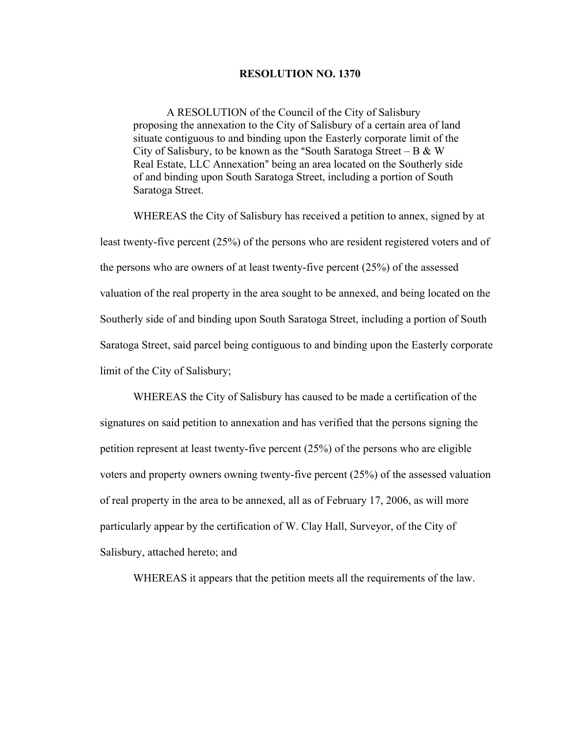# RESOLUTION NO. 1370

A RESOLUTION of the Council of the City of Salisbury proposing the annexation to the City of Salisbury of a certain area of land situate contiguous to and binding upon the Easterly corporate limit of the City of Salisbury, to be known as the "South Saratoga Street – B & W Real Estate, LLC Annexation" being an area located on the Southerly side of and binding upon South Saratoga Street, including a portion of South Saratoga Street.

WHEREAS the City of Salisbury has received a petition to annex, signed by at least twenty-five percent (25%) of the persons who are resident registered voters and of the persons who are owners of at least twenty-five percent (25%) of the assessed valuation of the real property in the area sought to be annexed, and being located on the Southerly side of and binding upon South Saratoga Street, including a portion of South Saratoga Street, said parcel being contiguous to and binding upon the Easterly corporate limit of the City of Salisbury;

WHEREAS the City of Salisbury has caused to be made a certification of the signatures on said petition to annexation and has verified that the persons signing the petition represent at least twenty-five percent (25%) of the persons who are eligible voters and property owners owning twenty-five percent (25%) of the assessed valuation of real property in the area to be annexed, all as of February 17, 2006, as will more particularly appear by the certification of W. Clay Hall, Surveyor, of the City of Salisbury, attached hereto; and

WHEREAS it appears that the petition meets all the requirements of the law.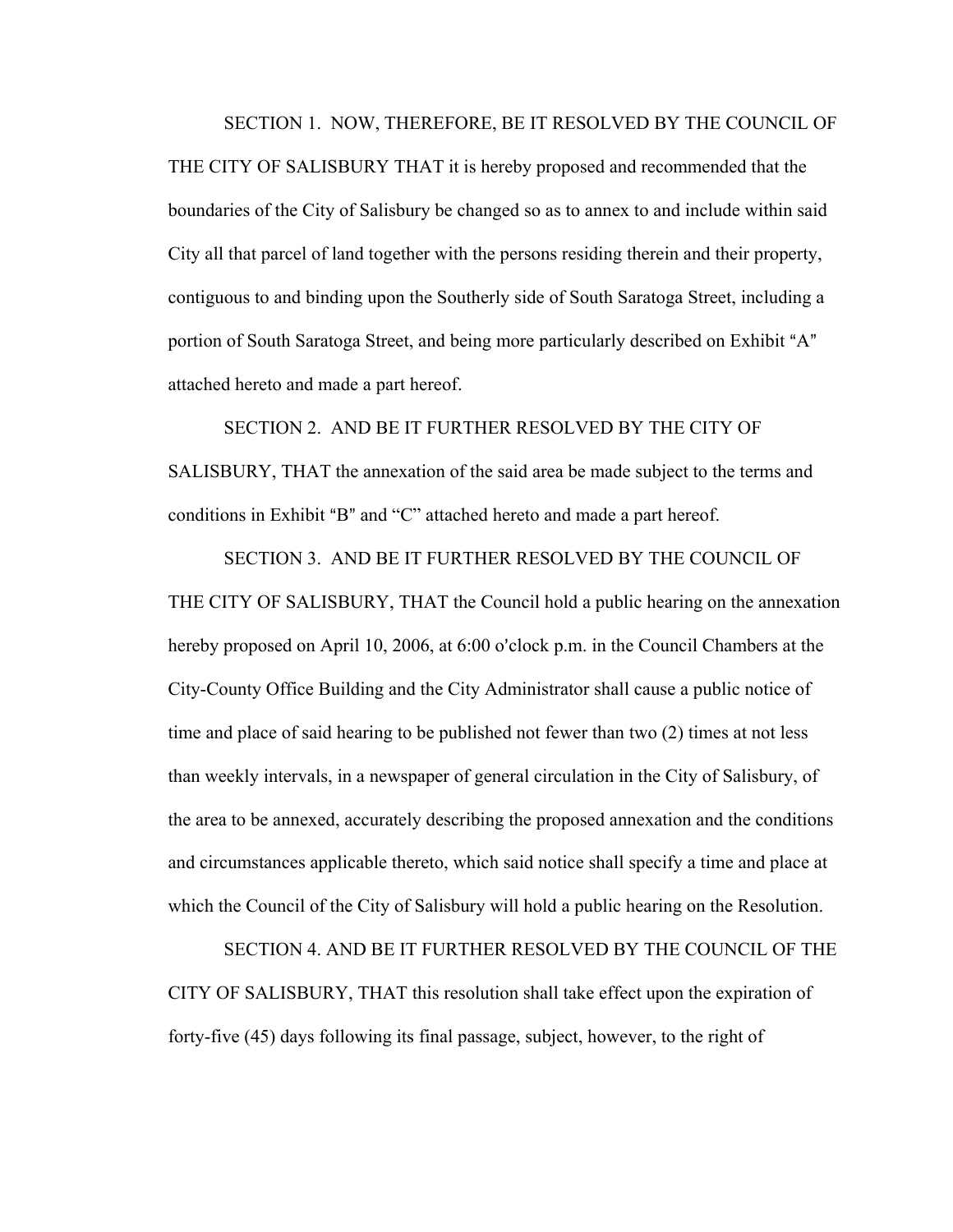SECTION 1. NOW, THEREFORE, BE IT RESOLVED BY THE COUNCIL OF THE CITY OF SALISBURY THAT it is hereby proposed and recommended that the boundaries of the City of Salisbury be changed so as to annex to and include within said City all that parcel of land together with the persons residing therein and their property, contiguous to and binding upon the Southerly side of South Saratoga Street, including a portion of South Saratoga Street, and being more particularly described on Exhibit "A" attached hereto and made a part hereof.

SECTION 2. AND BE IT FURTHER RESOLVED BY THE CITY OF SALISBURY, THAT the annexation of the said area be made subject to the terms and conditions in Exhibit "B" and "C" attached hereto and made a part hereof.

SECTION 3. AND BE IT FURTHER RESOLVED BY THE COUNCIL OF THE CITY OF SALISBURY, THAT the Council hold a public hearing on the annexation hereby proposed on April 10, 2006, at 6:00 o'clock p.m. in the Council Chambers at the City-County Office Building and the City Administrator shall cause a public notice of time and place of said hearing to be published not fewer than two (2) times at not less than weekly intervals, in a newspaper of general circulation in the City of Salisbury, of the area to be annexed, accurately describing the proposed annexation and the conditions and circumstances applicable thereto, which said notice shall specify a time and place at which the Council of the City of Salisbury will hold a public hearing on the Resolution.

SECTION 4. AND BE IT FURTHER RESOLVED BY THE COUNCIL OF THE CITY OF SALISBURY, THAT this resolution shall take effect upon the expiration of forty-five (45) days following its final passage, subject, however, to the right of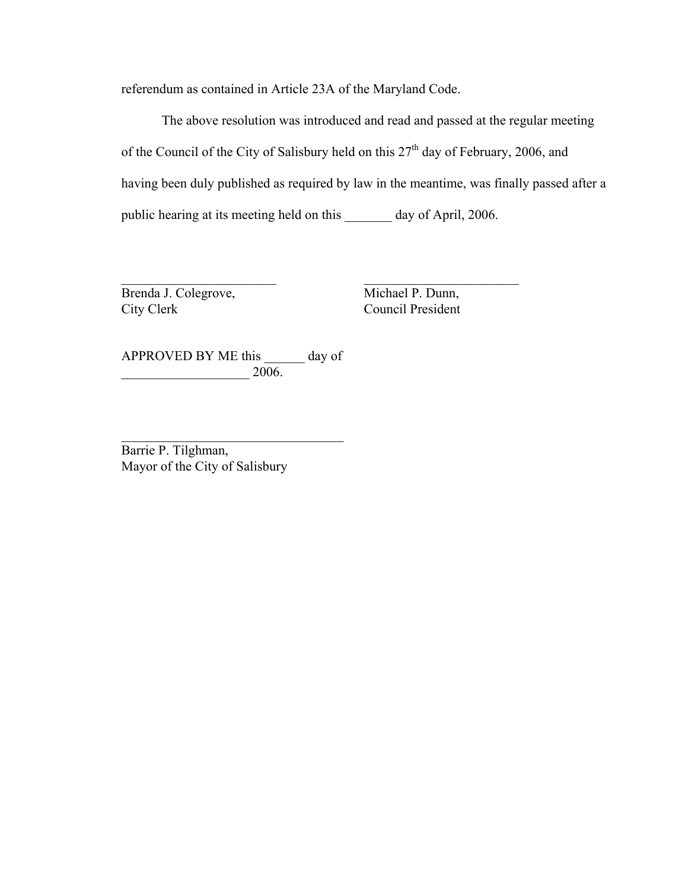referendum as contained in Article 23A of the Maryland Code.

The above resolution was introduced and read and passed at the regular meeting of the Council of the City of Salisbury held on this 27th day of February, 2006, and having been duly published as required by law in the meantime, was finally passed after a public hearing at its meeting held on this _______ day of April, 2006.

________________________
Brenda J. Colegrove,
City Clerk

________________________
Michael P. Dunn,
Council President

APPROVED BY ME this ______ day of ___________________ 2006.

__________________________________
Barrie P. Tilghman,
Mayor of the City of Salisbury